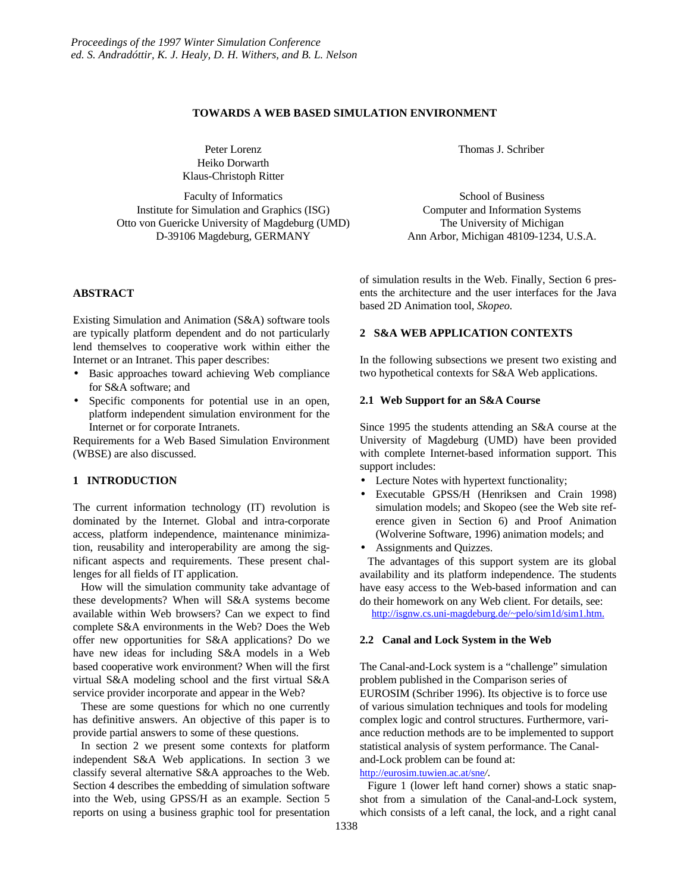# TOWARDS A WEB BASED SIMULATION ENVIRONMENT

Peter Lorenz
Heiko Dorwarth
Klaus-Christoph Ritter

Faculty of Informatics
Institute for Simulation and Graphics (ISG)
Otto von Guericke University of Magdeburg (UMD)
D-39106 Magdeburg, GERMANY

Thomas J. Schriber

School of Business
Computer and Information Systems
The University of Michigan
Ann Arbor, Michigan 48109-1234, U.S.A.

## ABSTRACT

Existing Simulation and Animation (S&A) software tools are typically platform dependent and do not particularly lend themselves to cooperative work within either the Internet or an Intranet. This paper describes:

- Basic approaches toward achieving Web compliance for S&A software; and
- Specific components for potential use in an open, platform independent simulation environment for the Internet or for corporate Intranets.

Requirements for a Web Based Simulation Environment (WBSE) are also discussed.

## 1 INTRODUCTION

The current information technology (IT) revolution is dominated by the Internet. Global and intra-corporate access, platform independence, maintenance minimization, reusability and interoperability are among the significant aspects and requirements. These present challenges for all fields of IT application.

How will the simulation community take advantage of these developments? When will S&A systems become available within Web browsers? Can we expect to find complete S&A environments in the Web? Does the Web offer new opportunities for S&A applications? Do we have new ideas for including S&A models in a Web based cooperative work environment? When will the first virtual S&A modeling school and the first virtual S&A service provider incorporate and appear in the Web?

These are some questions for which no one currently has definitive answers. An objective of this paper is to provide partial answers to some of these questions.

In section 2 we present some contexts for platform independent S&A Web applications. In section 3 we classify several alternative S&A approaches to the Web. Section 4 describes the embedding of simulation software into the Web, using GPSS/H as an example. Section 5 reports on using a business graphic tool for presentation of simulation results in the Web. Finally, Section 6 presents the architecture and the user interfaces for the Java based 2D Animation tool, *Skopeo.*

## 2 S&A WEB APPLICATION CONTEXTS

In the following subsections we present two existing and two hypothetical contexts for S&A Web applications.

### 2.1 Web Support for an S&A Course

Since 1995 the students attending an S&A course at the University of Magdeburg (UMD) have been provided with complete Internet-based information support. This support includes:

- Lecture Notes with hypertext functionality;
- Executable GPSS/H (Henriksen and Crain 1998) simulation models; and Skopeo (see the Web site reference given in Section 6) and Proof Animation (Wolverine Software, 1996) animation models; and
- Assignments and Quizzes.

The advantages of this support system are its global availability and its platform independence. The students have easy access to the Web-based information and can do their homework on any Web client. For details, see:
http://isgnw.cs.uni-magdeburg.de/~pelo/sim1d/sim1.htm.

### 2.2 Canal and Lock System in the Web

The Canal-and-Lock system is a "challenge" simulation problem published in the Comparison series of EUROSIM (Schriber 1996). Its objective is to force use of various simulation techniques and tools for modeling complex logic and control structures. Furthermore, variance reduction methods are to be implemented to support statistical analysis of system performance. The Canal-and-Lock problem can be found at:
http://eurosim.tuwien.ac.at/sne/.

Figure 1 (lower left hand corner) shows a static snapshot from a simulation of the Canal-and-Lock system, which consists of a left canal, the lock, and a right canal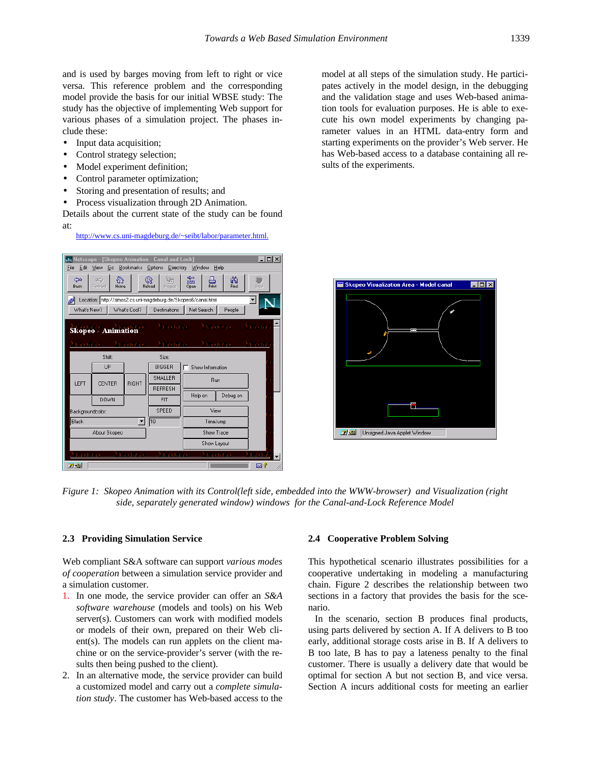and is used by barges moving from left to right or vice versa. This reference problem and the corresponding model provide the basis for our initial WBSE study: The study has the objective of implementing Web support for various phases of a simulation project. The phases include these:

- Input data acquisition;
- Control strategy selection;
- Model experiment definition;
- Control parameter optimization;
- Storing and presentation of results; and
- Process visualization through 2D Animation.

Details about the current state of the study can be found at:

http://www.cs.uni-magdeburg.de/~seibt/labor/parameter.html.

*Figure 1: Skopeo Animation with its Control(left side, embedded into the WWW-browser) and Visualization (right side, separately generated window) windows for the Canal-and-Lock Reference Model*

### 2.3 Providing Simulation Service

Web compliant S&A software can support *various modes of cooperation* between a simulation service provider and a simulation customer.

1. In one mode, the service provider can offer an *S&A software warehouse* (models and tools) on his Web server(s). Customers can work with modified models or models of their own, prepared on their Web client(s). The models can run applets on the client machine or on the service-provider's server (with the results then being pushed to the client).
2. In an alternative mode, the service provider can build a customized model and carry out a *complete simulation study*. The customer has Web-based access to the model at all steps of the simulation study. He participates actively in the model design, in the debugging and the validation stage and uses Web-based animation tools for evaluation purposes. He is able to execute his own model experiments by changing parameter values in an HTML data-entry form and starting experiments on the provider's Web server. He has Web-based access to a database containing all results of the experiments.

### 2.4 Cooperative Problem Solving

This hypothetical scenario illustrates possibilities for a cooperative undertaking in modeling a manufacturing chain. Figure 2 describes the relationship between two sections in a factory that provides the basis for the scenario.

In the scenario, section B produces final products, using parts delivered by section A. If A delivers to B too early, additional storage costs arise in B. If A delivers to B too late, B has to pay a lateness penalty to the final customer. There is usually a delivery date that would be optimal for section A but not section B, and vice versa. Section A incurs additional costs for meeting an earlier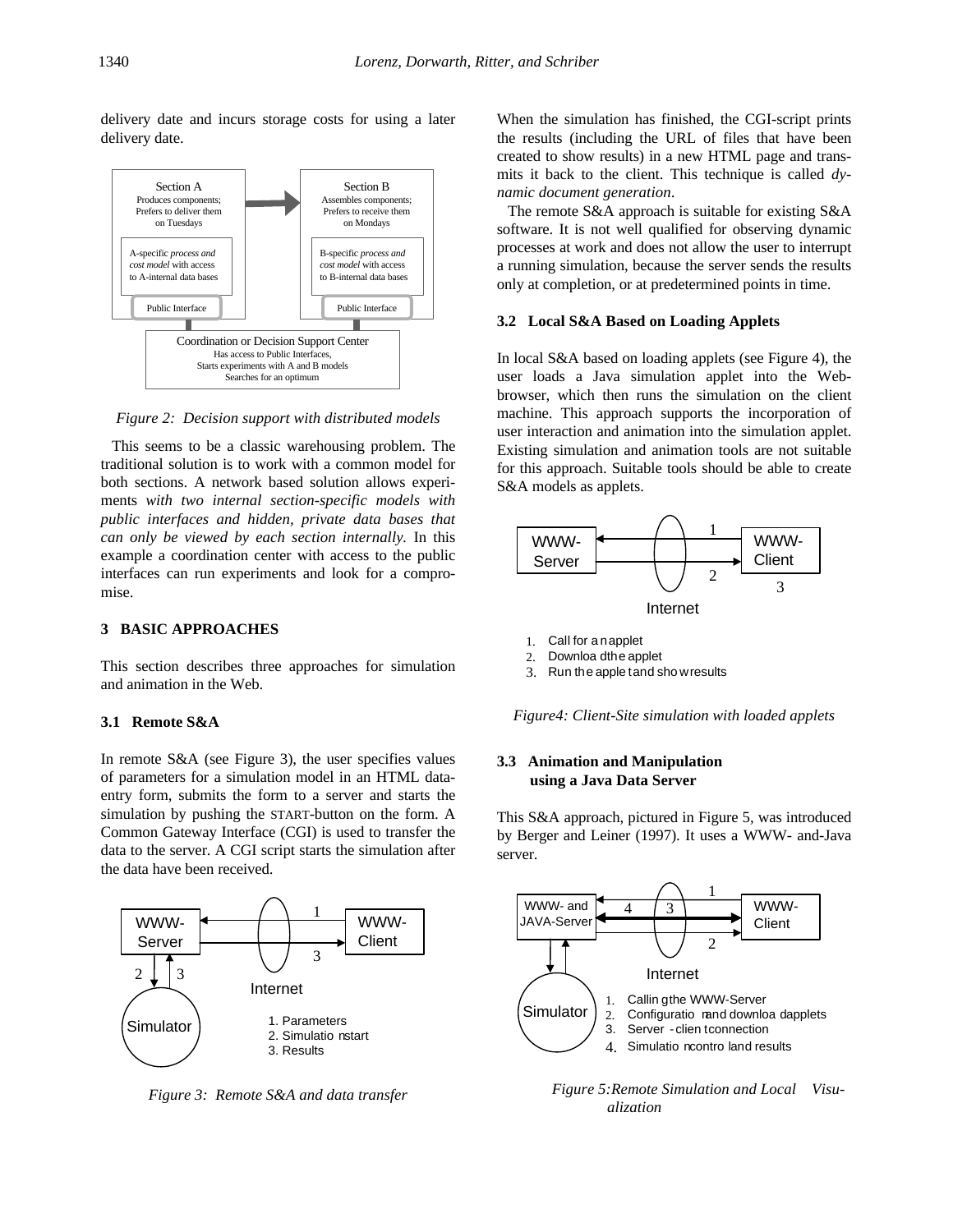delivery date and incurs storage costs for using a later delivery date.

Section A
Produces components;
Prefers to deliver them on Tuesdays

A-specific *process and cost model* with access to A-internal data bases

Public Interface

Section B
Assembles components;
Prefers to receive them on Mondays

B-specific *process and cost model* with access to B-internal data bases

Public Interface

Coordination or Decision Support Center
Has access to Public Interfaces,
Starts experiments with A and B models
Searches for an optimum

*Figure 2: Decision support with distributed models*

This seems to be a classic warehousing problem. The traditional solution is to work with a common model for both sections. A network based solution allows experiments *with two internal section-specific models with public interfaces and hidden, private data bases that can only be viewed by each section internally.* In this example a coordination center with access to the public interfaces can run experiments and look for a compromise.

## 3 BASIC APPROACHES

This section describes three approaches for simulation and animation in the Web.

### 3.1 Remote S&A

In remote S&A (see Figure 3), the user specifies values of parameters for a simulation model in an HTML data-entry form, submits the form to a server and starts the simulation by pushing the START-button on the form. A Common Gateway Interface (CGI) is used to transfer the data to the server. A CGI script starts the simulation after the data have been received.

1. Parameters
2. Simulation start
3. Results

*Figure 3: Remote S&A and data transfer*

When the simulation has finished, the CGI-script prints the results (including the URL of files that have been created to show results) in a new HTML page and transmits it back to the client. This technique is called *dynamic document generation*.

The remote S&A approach is suitable for existing S&A software. It is not well qualified for observing dynamic processes at work and does not allow the user to interrupt a running simulation, because the server sends the results only at completion, or at predetermined points in time.

### 3.2 Local S&A Based on Loading Applets

In local S&A based on loading applets (see Figure 4), the user loads a Java simulation applet into the Web-browser, which then runs the simulation on the client machine. This approach supports the incorporation of user interaction and animation into the simulation applet. Existing simulation and animation tools are not suitable for this approach. Suitable tools should be able to create S&A models as applets.

1. Call for an applet
2. Download the applet
3. Run the applet and show results

*Figure4: Client-Site simulation with loaded applets*

### 3.3 Animation and Manipulation using a Java Data Server

This S&A approach, pictured in Figure 5, was introduced by Berger and Leiner (1997). It uses a WWW- and-Java server.

1. Calling the WWW-Server
2. Configuration and download applets
3. Server - client connection
4. Simulation control and results

*Figure 5: Remote Simulation and Local Visualization*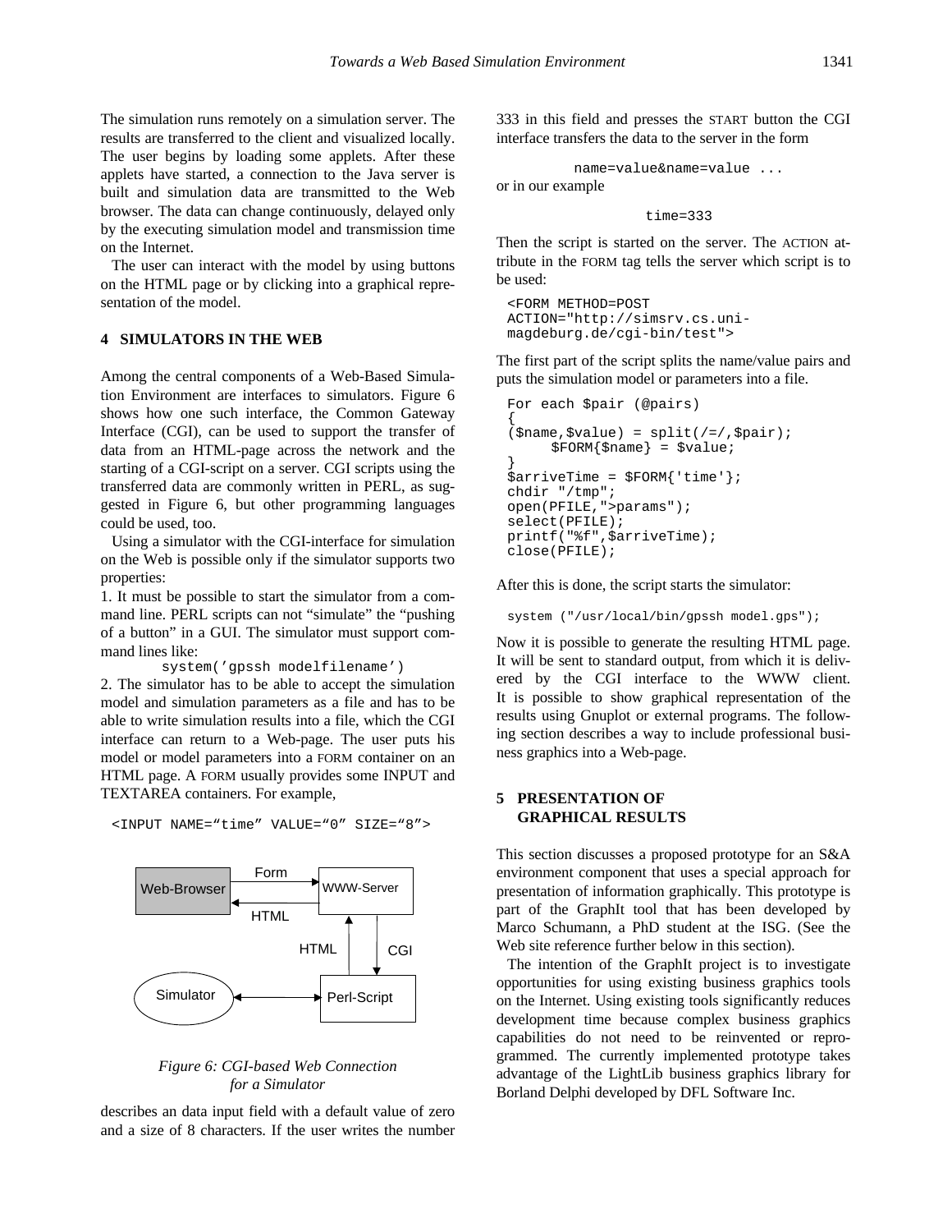The simulation runs remotely on a simulation server. The results are transferred to the client and visualized locally. The user begins by loading some applets. After these applets have started, a connection to the Java server is built and simulation data are transmitted to the Web browser. The data can change continuously, delayed only by the executing simulation model and transmission time on the Internet.

The user can interact with the model by using buttons on the HTML page or by clicking into a graphical representation of the model.

## 4 SIMULATORS IN THE WEB

Among the central components of a Web-Based Simulation Environment are interfaces to simulators. Figure 6 shows how one such interface, the Common Gateway Interface (CGI), can be used to support the transfer of data from an HTML-page across the network and the starting of a CGI-script on a server. CGI scripts using the transferred data are commonly written in PERL, as suggested in Figure 6, but other programming languages could be used, too.

Using a simulator with the CGI-interface for simulation on the Web is possible only if the simulator supports two properties:

1. It must be possible to start the simulator from a command line. PERL scripts can not "simulate" the "pushing of a button" in a GUI. The simulator must support command lines like:

```
system('gpssh modelfilename')
```

2. The simulator has to be able to accept the simulation model and simulation parameters as a file and has to be able to write simulation results into a file, which the CGI interface can return to a Web-page. The user puts his model or model parameters into a FORM container on an HTML page. A FORM usually provides some INPUT and TEXTAREA containers. For example,

```
<INPUT NAME="time" VALUE="0" SIZE="8">
```

Web-Browser → Form → WWW-Server; WWW-Server → HTML → Web-Browser; WWW-Server → CGI → Perl-Script; Perl-Script → HTML → WWW-Server; Simulator ↔ Perl-Script

*Figure 6: CGI-based Web Connection for a Simulator*

describes an data input field with a default value of zero and a size of 8 characters. If the user writes the number 333 in this field and presses the START button the CGI interface transfers the data to the server in the form

```
name=value&name=value ...
```

or in our example

```
time=333
```

Then the script is started on the server. The ACTION attribute in the FORM tag tells the server which script is to be used:

```
<FORM METHOD=POST
ACTION="http://simsrv.cs.uni-
magdeburg.de/cgi-bin/test">
```

The first part of the script splits the name/value pairs and puts the simulation model or parameters into a file.

```
For each $pair (@pairs)
{
($name,$value) = split(/=/,$pair);
      $FORM{$name} = $value;
}
$arriveTime = $FORM{'time'};
chdir "/tmp";
open(PFILE,">params");
select(PFILE);
printf("%f",$arriveTime);
close(PFILE);
```

After this is done, the script starts the simulator:

```
system ("/usr/local/bin/gpssh model.gps");
```

Now it is possible to generate the resulting HTML page. It will be sent to standard output, from which it is delivered by the CGI interface to the WWW client. It is possible to show graphical representation of the results using Gnuplot or external programs. The following section describes a way to include professional business graphics into a Web-page.

## 5 PRESENTATION OF GRAPHICAL RESULTS

This section discusses a proposed prototype for an S&A environment component that uses a special approach for presentation of information graphically. This prototype is part of the GraphIt tool that has been developed by Marco Schumann, a PhD student at the ISG. (See the Web site reference further below in this section).

The intention of the GraphIt project is to investigate opportunities for using existing business graphics tools on the Internet. Using existing tools significantly reduces development time because complex business graphics capabilities do not need to be reinvented or reprogrammed. The currently implemented prototype takes advantage of the LightLib business graphics library for Borland Delphi developed by DFL Software Inc.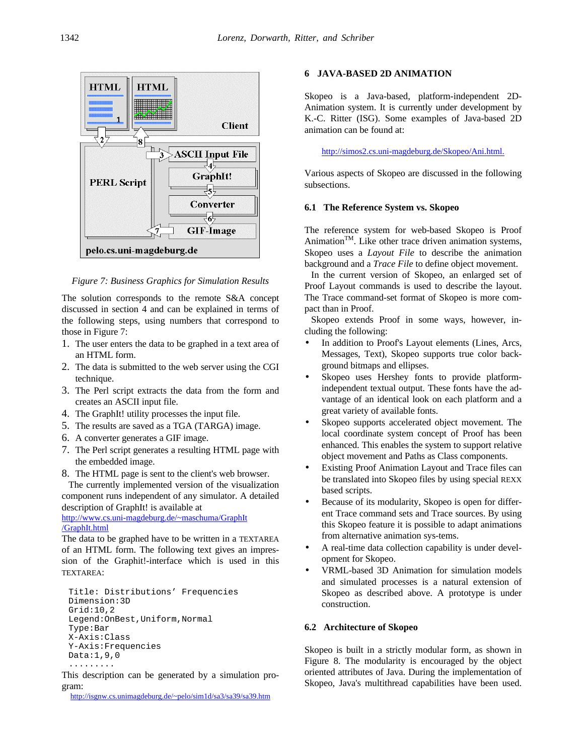Figure 7: Business Graphics for Simulation Results

The solution corresponds to the remote S&A concept discussed in section 4 and can be explained in terms of the following steps, using numbers that correspond to those in Figure 7:

1. The user enters the data to be graphed in a text area of an HTML form.
2. The data is submitted to the web server using the CGI technique.
3. The Perl script extracts the data from the form and creates an ASCII input file.
4. The GraphIt! utility processes the input file.
5. The results are saved as a TGA (TARGA) image.
6. A converter generates a GIF image.
7. The Perl script generates a resulting HTML page with the embedded image.
8. The HTML page is sent to the client's web browser.

The currently implemented version of the visualization component runs independent of any simulator. A detailed description of GraphIt! is available at http://www.cs.uni-magdeburg.de/~maschuma/GraphIt/GraphIt.html

The data to be graphed have to be written in a TEXTAREA of an HTML form. The following text gives an impression of the Graphit!-interface which is used in this TEXTAREA:

```
Title: Distributions' Frequencies
Dimension:3D
Grid:10,2
Legend:OnBest,Uniform,Normal
Type:Bar
X-Axis:Class
Y-Axis:Frequencies
Data:1,9,0
.........
```

This description can be generated by a simulation program:

http://isgnw.cs.unimagdeburg.de/~pelo/sim1d/sa3/sa39/sa39.htm

## 6 JAVA-BASED 2D ANIMATION

Skopeo is a Java-based, platform-independent 2D-Animation system. It is currently under development by K.-C. Ritter (ISG). Some examples of Java-based 2D animation can be found at:

http://simos2.cs.uni-magdeburg.de/Skopeo/Ani.html.

Various aspects of Skopeo are discussed in the following subsections.

### 6.1 The Reference System vs. Skopeo

The reference system for web-based Skopeo is Proof Animation™. Like other trace driven animation systems, Skopeo uses a *Layout File* to describe the animation background and a *Trace File* to define object movement.

In the current version of Skopeo, an enlarged set of Proof Layout commands is used to describe the layout. The Trace command-set format of Skopeo is more compact than in Proof.

Skopeo extends Proof in some ways, however, including the following:

- In addition to Proof's Layout elements (Lines, Arcs, Messages, Text), Skopeo supports true color background bitmaps and ellipses.
- Skopeo uses Hershey fonts to provide platform-independent textual output. These fonts have the advantage of an identical look on each platform and a great variety of available fonts.
- Skopeo supports accelerated object movement. The local coordinate system concept of Proof has been enhanced. This enables the system to support relative object movement and Paths as Class components.
- Existing Proof Animation Layout and Trace files can be translated into Skopeo files by using special REXX based scripts.
- Because of its modularity, Skopeo is open for different Trace command sets and Trace sources. By using this Skopeo feature it is possible to adapt animations from alternative animation sys-tems.
- A real-time data collection capability is under development for Skopeo.
- VRML-based 3D Animation for simulation models and simulated processes is a natural extension of Skopeo as described above. A prototype is under construction.

### 6.2 Architecture of Skopeo

Skopeo is built in a strictly modular form, as shown in Figure 8. The modularity is encouraged by the object oriented attributes of Java. During the implementation of Skopeo, Java's multithread capabilities have been used.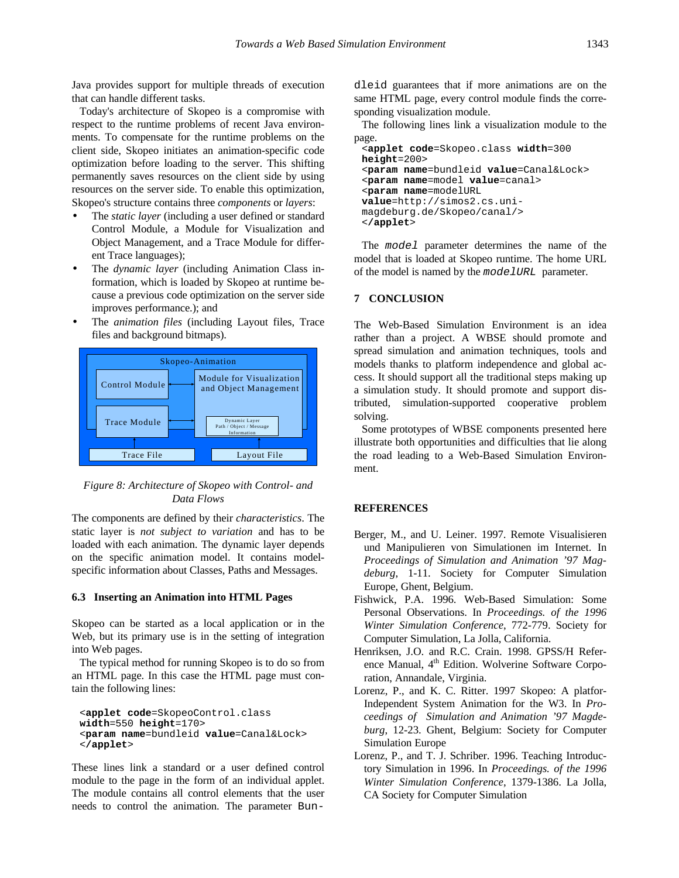Java provides support for multiple threads of execution that can handle different tasks.

Today's architecture of Skopeo is a compromise with respect to the runtime problems of recent Java environments. To compensate for the runtime problems on the client side, Skopeo initiates an animation-specific code optimization before loading to the server. This shifting permanently saves resources on the client side by using resources on the server side. To enable this optimization, Skopeo's structure contains three *components* or *layers*:

- The *static layer* (including a user defined or standard Control Module, a Module for Visualization and Object Management, and a Trace Module for different Trace languages);
- The *dynamic layer* (including Animation Class information, which is loaded by Skopeo at runtime because a previous code optimization on the server side improves performance.); and
- The *animation files* (including Layout files, Trace files and background bitmaps).

*Figure 8: Architecture of Skopeo with Control- and Data Flows*

The components are defined by their *characteristics*. The static layer is *not subject to variation* and has to be loaded with each animation. The dynamic layer depends on the specific animation model. It contains model-specific information about Classes, Paths and Messages.

### 6.3 Inserting an Animation into HTML Pages

Skopeo can be started as a local application or in the Web, but its primary use is in the setting of integration into Web pages.

The typical method for running Skopeo is to do so from an HTML page. In this case the HTML page must contain the following lines:

```
<applet code=SkopeoControl.class
width=550 height=170>
<param name=bundleid value=Canal&Lock>
</applet>
```

These lines link a standard or a user defined control module to the page in the form of an individual applet. The module contains all control elements that the user needs to control the animation. The parameter `Bundleid` guarantees that if more animations are on the same HTML page, every control module finds the corresponding visualization module.

The following lines link a visualization module to the page.

```
<applet code=Skopeo.class width=300
height=200>
<param name=bundleid value=Canal&Lock>
<param name=model value=canal>
<param name=modelURL
value=http://simos2.cs.uni-
magdeburg.de/Skopeo/canal/>
</applet>
```

The `model` parameter determines the name of the model that is loaded at Skopeo runtime. The home URL of the model is named by the `modelURL` parameter.

## 7 CONCLUSION

The Web-Based Simulation Environment is an idea rather than a project. A WBSE should promote and spread simulation and animation techniques, tools and models thanks to platform independence and global access. It should support all the traditional steps making up a simulation study. It should promote and support distributed, simulation-supported cooperative problem solving.

Some prototypes of WBSE components presented here illustrate both opportunities and difficulties that lie along the road leading to a Web-Based Simulation Environment.

## REFERENCES

Berger, M., and U. Leiner. 1997. Remote Visualisieren und Manipulieren von Simulationen im Internet. In *Proceedings of Simulation and Animation '97 Magdeburg*, 1-11. Society for Computer Simulation Europe, Ghent, Belgium.

Fishwick, P.A. 1996. Web-Based Simulation: Some Personal Observations. In *Proceedings. of the 1996 Winter Simulation Conference*, 772-779. Society for Computer Simulation, La Jolla, California.

Henriksen, J.O. and R.C. Crain. 1998. GPSS/H Reference Manual, 4th Edition. Wolverine Software Corporation, Annandale, Virginia.

Lorenz, P., and K. C. Ritter. 1997 Skopeo: A platfor-Independent System Animation for the W3. In *Proceedings of Simulation and Animation '97 Magdeburg*, 12-23. Ghent, Belgium: Society for Computer Simulation Europe

Lorenz, P., and T. J. Schriber. 1996. Teaching Introductory Simulation in 1996. In *Proceedings. of the 1996 Winter Simulation Conference*, 1379-1386. La Jolla, CA Society for Computer Simulation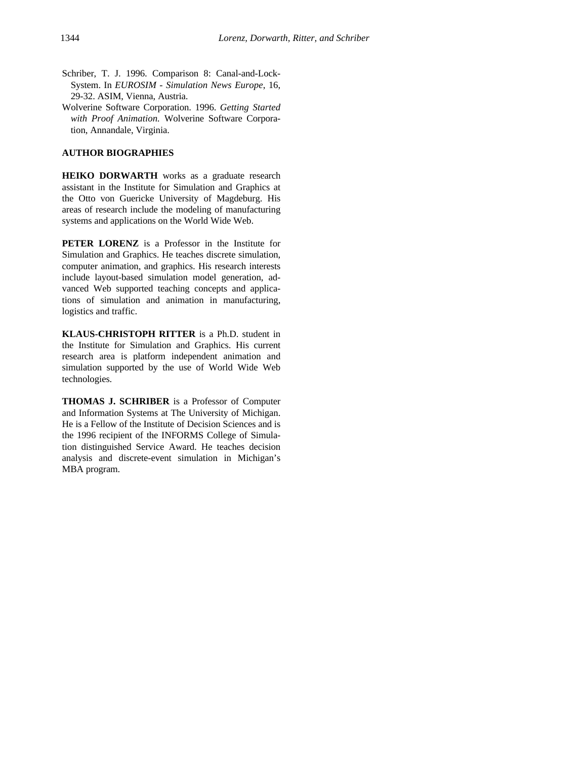Schriber, T. J. 1996. Comparison 8: Canal-and-Lock-System. In *EUROSIM - Simulation News Europe*, 16, 29-32. ASIM, Vienna, Austria.

Wolverine Software Corporation. 1996. *Getting Started with Proof Animation.* Wolverine Software Corporation, Annandale, Virginia.

## AUTHOR BIOGRAPHIES

**HEIKO DORWARTH** works as a graduate research assistant in the Institute for Simulation and Graphics at the Otto von Guericke University of Magdeburg. His areas of research include the modeling of manufacturing systems and applications on the World Wide Web.

**PETER LORENZ** is a Professor in the Institute for Simulation and Graphics. He teaches discrete simulation, computer animation, and graphics. His research interests include layout-based simulation model generation, advanced Web supported teaching concepts and applications of simulation and animation in manufacturing, logistics and traffic.

**KLAUS-CHRISTOPH RITTER** is a Ph.D. student in the Institute for Simulation and Graphics. His current research area is platform independent animation and simulation supported by the use of World Wide Web technologies.

**THOMAS J. SCHRIBER** is a Professor of Computer and Information Systems at The University of Michigan. He is a Fellow of the Institute of Decision Sciences and is the 1996 recipient of the INFORMS College of Simulation distinguished Service Award. He teaches decision analysis and discrete-event simulation in Michigan's MBA program.